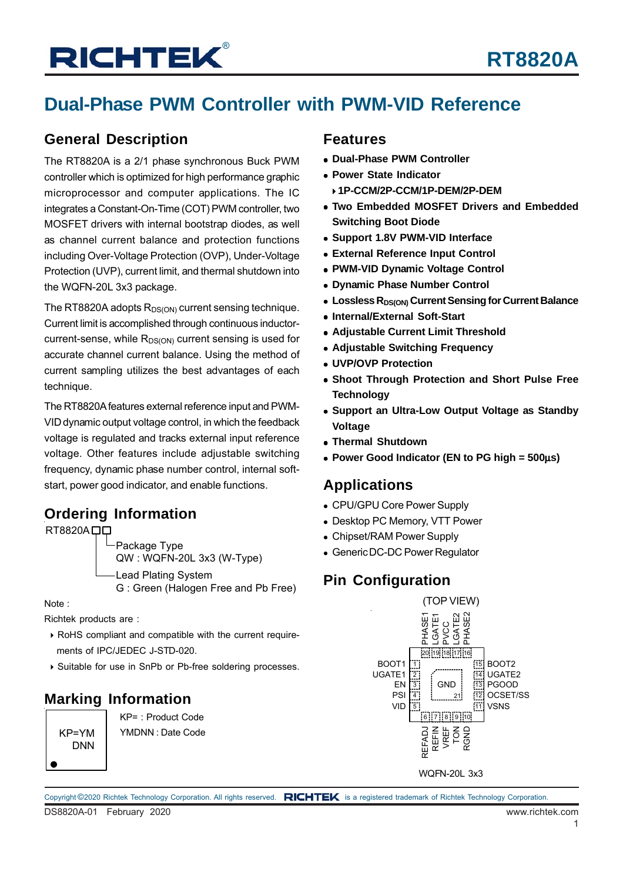# RT8820A

## Dual-Phase PWM Controller with PWM-VID Reference

## General Description

The RT8820A is a 2/1 phase synchronous Buck PWM controller which is optimized for high performance graphic microprocessor and computer applications. The IC integrates a Constant-On-Time (COT) PWM controller, two MOSFET drivers with internal bootstrap diodes, as well as channel current balance and protection functions including Over-Voltage Protection (OVP), Under-Voltage Protection (UVP), current limit, and thermal shutdown into the WQFN-20L 3x3 package.

The RT8820A adopts $R_{DS(ON)}$ current sensing technique. Current limit is accomplished through continuous inductor-current-sense, while $R_{DS(ON)}$ current sensing is used for accurate channel current balance. Using the method of current sampling utilizes the best advantages of each technique.

The RT8820A features external reference input and PWM-VID dynamic output voltage control, in which the feedback voltage is regulated and tracks external input reference voltage. Other features include adjustable switching frequency, dynamic phase number control, internal soft-start, power good indicator, and enable functions.

## Ordering Information

RT8820A□□
- Package Type
  QW : WQFN-20L 3x3 (W-Type)
- Lead Plating System
  G : Green (Halogen Free and Pb Free)

Note :

Richtek products are :

- RoHS compliant and compatible with the current requirements of IPC/JEDEC J-STD-020.
- Suitable for use in SnPb or Pb-free soldering processes.

## Marking Information

| KP=YM DNN |
|---|

KP= : Product Code

YMDNN : Date Code

## Features

- **Dual-Phase PWM Controller**
- **Power State Indicator**
  - **1P-CCM/2P-CCM/1P-DEM/2P-DEM**
- **Two Embedded MOSFET Drivers and Embedded Switching Boot Diode**
- **Support 1.8V PWM-VID Interface**
- **External Reference Input Control**
- **PWM-VID Dynamic Voltage Control**
- **Dynamic Phase Number Control**
- **Lossless $R_{DS(ON)}$ Current Sensing for Current Balance**
- **Internal/External Soft-Start**
- **Adjustable Current Limit Threshold**
- **Adjustable Switching Frequency**
- **UVP/OVP Protection**
- **Shoot Through Protection and Short Pulse Free Technology**
- **Support an Ultra-Low Output Voltage as Standby Voltage**
- **Thermal Shutdown**
- **Power Good Indicator (EN to PG high = 500µs)**

## Applications

- CPU/GPU Core Power Supply
- Desktop PC Memory, VTT Power
- Chipset/RAM Power Supply
- Generic DC-DC Power Regulator

## Pin Configuration

(TOP VIEW)

Top (pins 20–16): PHASE1 (20), LGATE1 (19), PVCC (18), LGATE2 (17), PHASE2 (16)

Left (pins 1–5): BOOT1 (1), UGATE1 (2), EN (3), PSI (4), VID (5)

Right (pins 15–11): BOOT2 (15), UGATE2 (14), PGOOD (13), OCSET/SS (12), VSNS (11)

Bottom (pins 6–10): REFADJ (6), REFIN (7), VREF (8), TON (9), RGND (10)

Center: GND (21)

WQFN-20L 3x3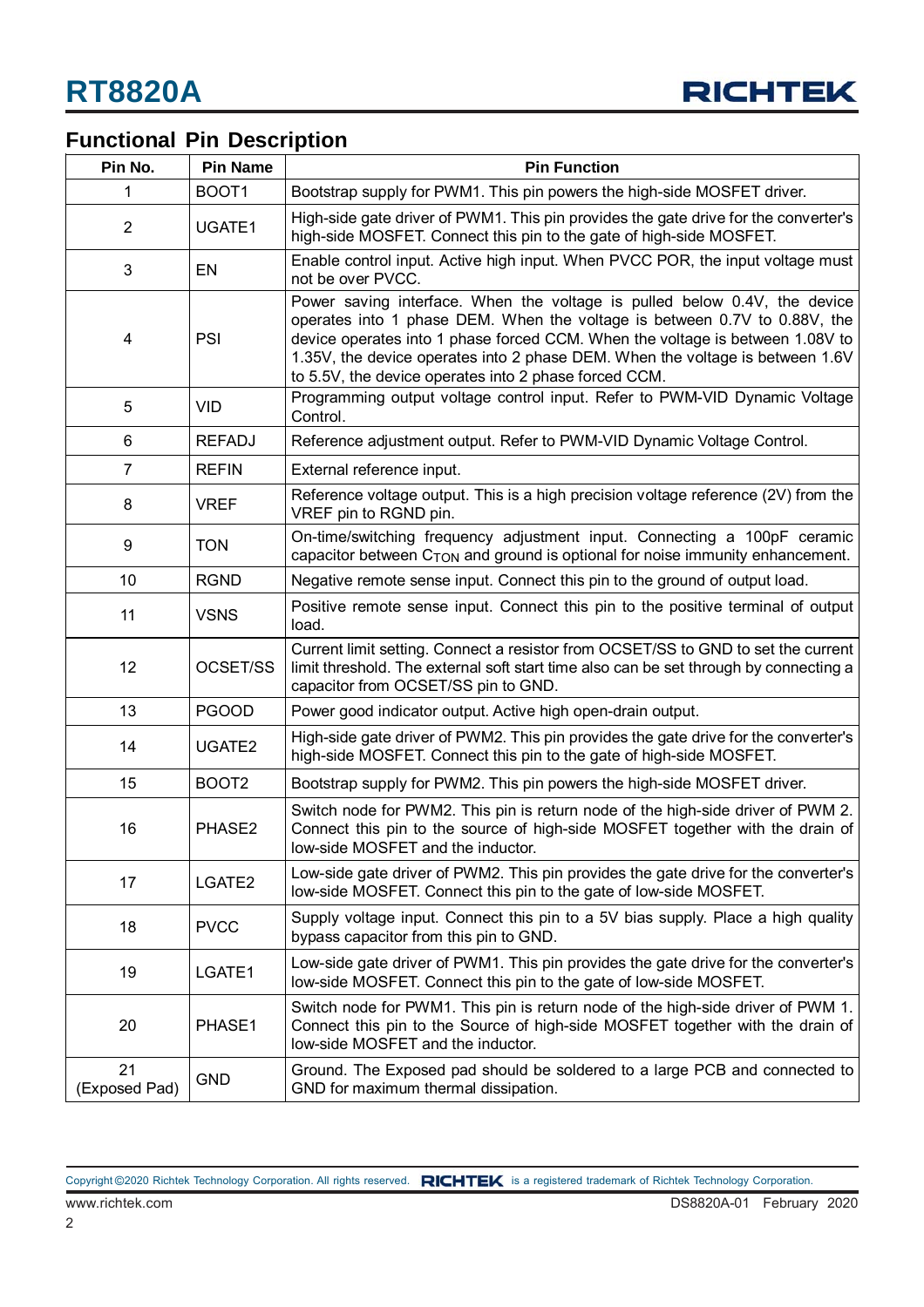## Functional Pin Description

| Pin No. | Pin Name | Pin Function |
|---|---|---|
| 1 | BOOT1 | Bootstrap supply for PWM1. This pin powers the high-side MOSFET driver. |
| 2 | UGATE1 | High-side gate driver of PWM1. This pin provides the gate drive for the converter's high-side MOSFET. Connect this pin to the gate of high-side MOSFET. |
| 3 | EN | Enable control input. Active high input. When PVCC POR, the input voltage must not be over PVCC. |
| 4 | PSI | Power saving interface. When the voltage is pulled below 0.4V, the device operates into 1 phase DEM. When the voltage is between 0.7V to 0.88V, the device operates into 1 phase forced CCM. When the voltage is between 1.08V to 1.35V, the device operates into 2 phase DEM. When the voltage is between 1.6V to 5.5V, the device operates into 2 phase forced CCM. |
| 5 | VID | Programming output voltage control input. Refer to PWM-VID Dynamic Voltage Control. |
| 6 | REFADJ | Reference adjustment output. Refer to PWM-VID Dynamic Voltage Control. |
| 7 | REFIN | External reference input. |
| 8 | VREF | Reference voltage output. This is a high precision voltage reference (2V) from the VREF pin to RGND pin. |
| 9 | TON | On-time/switching frequency adjustment input. Connecting a 100pF ceramic capacitor between $C_{TON}$ and ground is optional for noise immunity enhancement. |
| 10 | RGND | Negative remote sense input. Connect this pin to the ground of output load. |
| 11 | VSNS | Positive remote sense input. Connect this pin to the positive terminal of output load. |
| 12 | OCSET/SS | Current limit setting. Connect a resistor from OCSET/SS to GND to set the current limit threshold. The external soft start time also can be set through by connecting a capacitor from OCSET/SS pin to GND. |
| 13 | PGOOD | Power good indicator output. Active high open-drain output. |
| 14 | UGATE2 | High-side gate driver of PWM2. This pin provides the gate drive for the converter's high-side MOSFET. Connect this pin to the gate of high-side MOSFET. |
| 15 | BOOT2 | Bootstrap supply for PWM2. This pin powers the high-side MOSFET driver. |
| 16 | PHASE2 | Switch node for PWM2. This pin is return node of the high-side driver of PWM 2. Connect this pin to the source of high-side MOSFET together with the drain of low-side MOSFET and the inductor. |
| 17 | LGATE2 | Low-side gate driver of PWM2. This pin provides the gate drive for the converter's low-side MOSFET. Connect this pin to the gate of low-side MOSFET. |
| 18 | PVCC | Supply voltage input. Connect this pin to a 5V bias supply. Place a high quality bypass capacitor from this pin to GND. |
| 19 | LGATE1 | Low-side gate driver of PWM1. This pin provides the gate drive for the converter's low-side MOSFET. Connect this pin to the gate of low-side MOSFET. |
| 20 | PHASE1 | Switch node for PWM1. This pin is return node of the high-side driver of PWM 1. Connect this pin to the Source of high-side MOSFET together with the drain of low-side MOSFET and the inductor. |
| 21 (Exposed Pad) | GND | Ground. The Exposed pad should be soldered to a large PCB and connected to GND for maximum thermal dissipation. |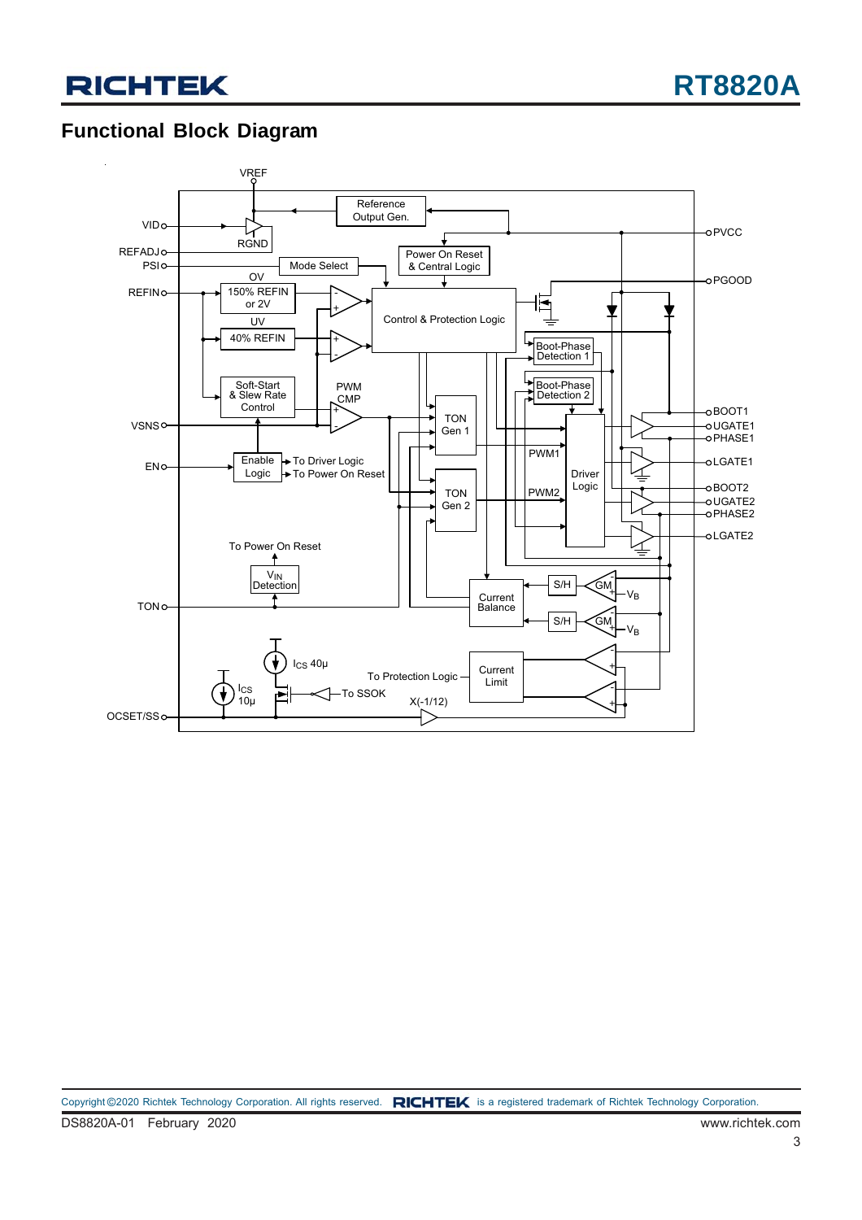## Functional Block Diagram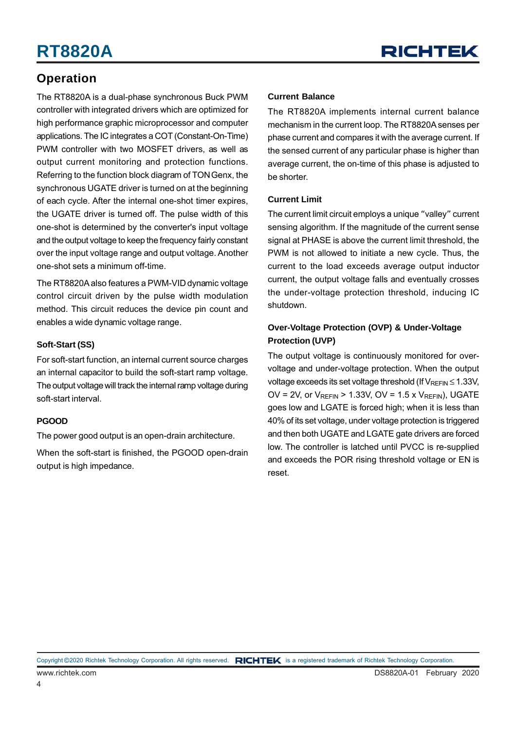## Operation

The RT8820A is a dual-phase synchronous Buck PWM controller with integrated drivers which are optimized for high performance graphic microprocessor and computer applications. The IC integrates a COT (Constant-On-Time) PWM controller with two MOSFET drivers, as well as output current monitoring and protection functions. Referring to the function block diagram of TON Genx, the synchronous UGATE driver is turned on at the beginning of each cycle. After the internal one-shot timer expires, the UGATE driver is turned off. The pulse width of this one-shot is determined by the converter's input voltage and the output voltage to keep the frequency fairly constant over the input voltage range and output voltage. Another one-shot sets a minimum off-time.

The RT8820A also features a PWM-VID dynamic voltage control circuit driven by the pulse width modulation method. This circuit reduces the device pin count and enables a wide dynamic voltage range.

### Soft-Start (SS)

For soft-start function, an internal current source charges an internal capacitor to build the soft-start ramp voltage. The output voltage will track the internal ramp voltage during soft-start interval.

### PGOOD

The power good output is an open-drain architecture.

When the soft-start is finished, the PGOOD open-drain output is high impedance.

### Current Balance

The RT8820A implements internal current balance mechanism in the current loop. The RT8820A senses per phase current and compares it with the average current. If the sensed current of any particular phase is higher than average current, the on-time of this phase is adjusted to be shorter.

### Current Limit

The current limit circuit employs a unique "valley" current sensing algorithm. If the magnitude of the current sense signal at PHASE is above the current limit threshold, the PWM is not allowed to initiate a new cycle. Thus, the current to the load exceeds average output inductor current, the output voltage falls and eventually crosses the under-voltage protection threshold, inducing IC shutdown.

### Over-Voltage Protection (OVP) & Under-Voltage Protection (UVP)

The output voltage is continuously monitored for over-voltage and under-voltage protection. When the output voltage exceeds its set voltage threshold (If $V_{REFIN} \leq 1.33V$, OV = 2V, or $V_{REFIN} > 1.33V$, OV = 1.5 x $V_{REFIN}$), UGATE goes low and LGATE is forced high; when it is less than 40% of its set voltage, under voltage protection is triggered and then both UGATE and LGATE gate drivers are forced low. The controller is latched until PVCC is re-supplied and exceeds the POR rising threshold voltage or EN is reset.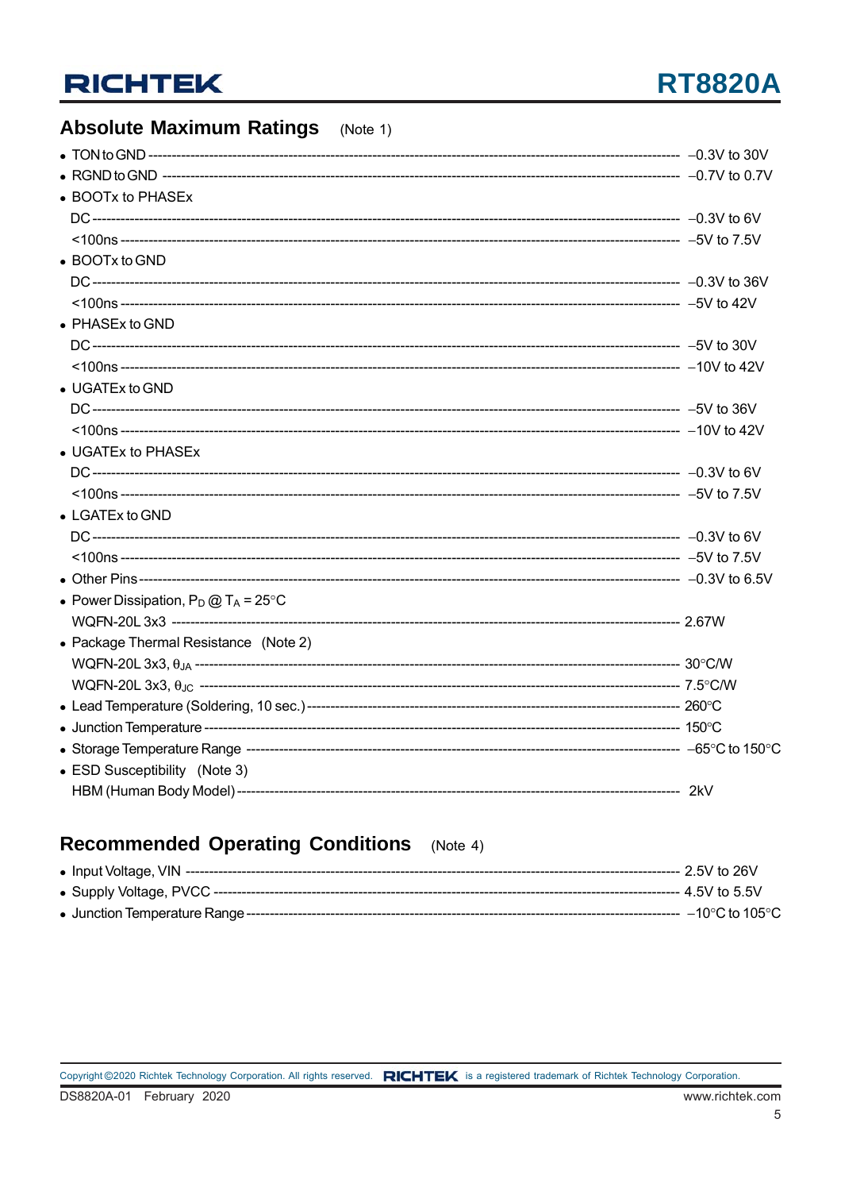## Absolute Maximum Ratings (Note 1)

- TON to GND ------------------------------------------------ −0.3V to 30V
- RGND to GND ---------------------------------------------- −0.7V to 0.7V
- BOOTx to PHASEx
  - DC ----------------------------------------------------- −0.3V to 6V
  - <100ns ------------------------------------------------ −5V to 7.5V
- BOOTx to GND
  - DC ----------------------------------------------------- −0.3V to 36V
  - <100ns ------------------------------------------------ −5V to 42V
- PHASEx to GND
  - DC ----------------------------------------------------- −5V to 30V
  - <100ns ------------------------------------------------ −10V to 42V
- UGATEx to GND
  - DC ----------------------------------------------------- −5V to 36V
  - <100ns ------------------------------------------------ −10V to 42V
- UGATEx to PHASEx
  - DC ----------------------------------------------------- −0.3V to 6V
  - <100ns ------------------------------------------------ −5V to 7.5V
- LGATEx to GND
  - DC ----------------------------------------------------- −0.3V to 6V
  - <100ns ------------------------------------------------ −5V to 7.5V
- Other Pins ------------------------------------------------ −0.3V to 6.5V
- Power Dissipation, $P_D$ @ $T_A$ = 25°C
  - WQFN-20L 3x3 ------------------------------------------ 2.67W
- Package Thermal Resistance (Note 2)
  - WQFN-20L 3x3, $\theta_{JA}$ ------------------------------------- 30°C/W
  - WQFN-20L 3x3, $\theta_{JC}$ ------------------------------------- 7.5°C/W
- Lead Temperature (Soldering, 10 sec.) ---------------------- 260°C
- Junction Temperature -------------------------------------- 150°C
- Storage Temperature Range --------------------------------- −65°C to 150°C
- ESD Susceptibility (Note 3)
  - HBM (Human Body Model) -------------------------------- 2kV

## Recommended Operating Conditions (Note 4)

- Input Voltage, VIN ------------------------------------------ 2.5V to 26V
- Supply Voltage, PVCC --------------------------------------- 4.5V to 5.5V
- Junction Temperature Range --------------------------------- −10°C to 105°C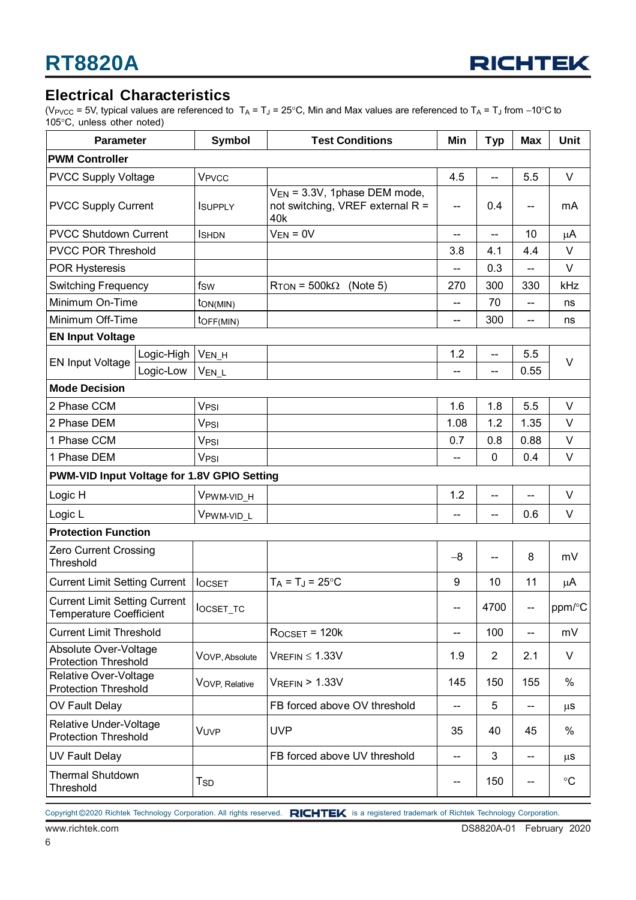## Electrical Characteristics

($V_{PVCC}$ = 5V, typical values are referenced to $T_A = T_J = 25°C$, Min and Max values are referenced to $T_A = T_J$ from –10°C to 105°C, unless other noted)

| Parameter | | Symbol | Test Conditions | Min | Typ | Max | Unit |
|---|---|---|---|---|---|---|---|
| **PWM Controller** | | | | | | | |
| PVCC Supply Voltage | | $V_{PVCC}$ | | 4.5 | -- | 5.5 | V |
| PVCC Supply Current | | $I_{SUPPLY}$ | $V_{EN}$ = 3.3V, 1phase DEM mode, not switching, VREF external R = 40k | -- | 0.4 | -- | mA |
| PVCC Shutdown Current | | $I_{SHDN}$ | $V_{EN}$ = 0V | -- | -- | 10 | μA |
| PVCC POR Threshold | | | | 3.8 | 4.1 | 4.4 | V |
| POR Hysteresis | | | | -- | 0.3 | -- | V |
| Switching Frequency | | $f_{SW}$ | $R_{TON}$ = 500kΩ (Note 5) | 270 | 300 | 330 | kHz |
| Minimum On-Time | | $t_{ON(MIN)}$ | | -- | 70 | -- | ns |
| Minimum Off-Time | | $t_{OFF(MIN)}$ | | -- | 300 | -- | ns |
| **EN Input Voltage** | | | | | | | |
| EN Input Voltage | Logic-High | $V_{EN\_H}$ | | 1.2 | -- | 5.5 | V |
| | Logic-Low | $V_{EN\_L}$ | | -- | -- | 0.55 | |
| **Mode Decision** | | | | | | | |
| 2 Phase CCM | | $V_{PSI}$ | | 1.6 | 1.8 | 5.5 | V |
| 2 Phase DEM | | $V_{PSI}$ | | 1.08 | 1.2 | 1.35 | V |
| 1 Phase CCM | | $V_{PSI}$ | | 0.7 | 0.8 | 0.88 | V |
| 1 Phase DEM | | $V_{PSI}$ | | -- | 0 | 0.4 | V |
| **PWM-VID Input Voltage for 1.8V GPIO Setting** | | | | | | | |
| Logic H | | $V_{PWM\text{-}VID\_H}$ | | 1.2 | -- | -- | V |
| Logic L | | $V_{PWM\text{-}VID\_L}$ | | -- | -- | 0.6 | V |
| **Protection Function** | | | | | | | |
| Zero Current Crossing Threshold | | | | –8 | -- | 8 | mV |
| Current Limit Setting Current | | $I_{OCSET}$ | $T_A = T_J = 25°C$ | 9 | 10 | 11 | μA |
| Current Limit Setting Current Temperature Coefficient | | $I_{OCSET\_TC}$ | | -- | 4700 | -- | ppm/°C |
| Current Limit Threshold | | | $R_{OCSET}$ = 120k | -- | 100 | -- | mV |
| Absolute Over-Voltage Protection Threshold | | $V_{OVP,\ Absolute}$ | $V_{REFIN}$ ≤ 1.33V | 1.9 | 2 | 2.1 | V |
| Relative Over-Voltage Protection Threshold | | $V_{OVP,\ Relative}$ | $V_{REFIN}$ > 1.33V | 145 | 150 | 155 | % |
| OV Fault Delay | | | FB forced above OV threshold | -- | 5 | -- | μs |
| Relative Under-Voltage Protection Threshold | | $V_{UVP}$ | UVP | 35 | 40 | 45 | % |
| UV Fault Delay | | | FB forced above UV threshold | -- | 3 | -- | μs |
| Thermal Shutdown Threshold | | $T_{SD}$ | | -- | 150 | -- | °C |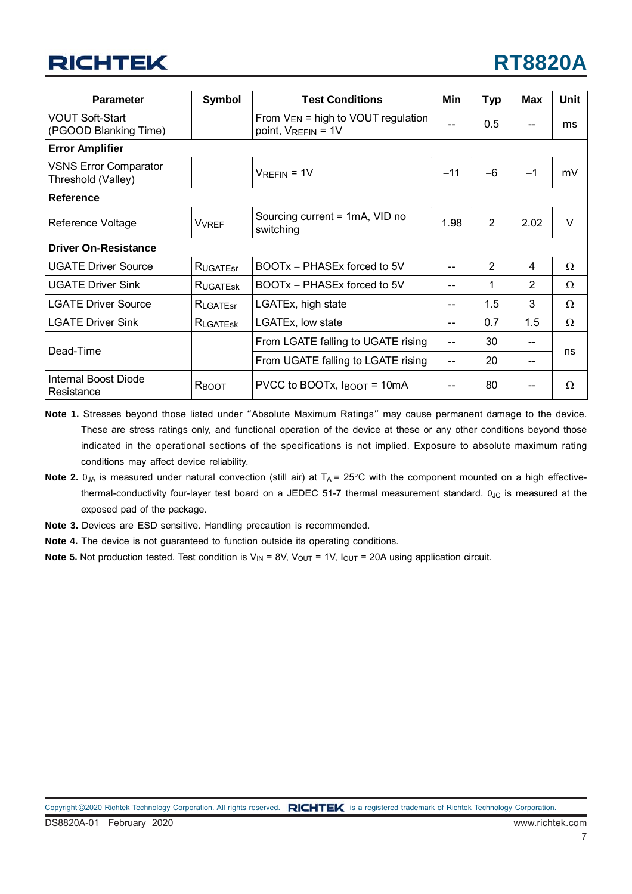| Parameter | Symbol | Test Conditions | Min | Typ | Max | Unit |
|---|---|---|---|---|---|---|
| VOUT Soft-Start (PGOOD Blanking Time) | | From $V_{EN}$ = high to VOUT regulation point, $V_{REFIN}$ = 1V | -- | 0.5 | -- | ms |
| **Error Amplifier** | | | | | | |
| VSNS Error Comparator Threshold (Valley) | | $V_{REFIN}$ = 1V | −11 | −6 | −1 | mV |
| **Reference** | | | | | | |
| Reference Voltage | $V_{VREF}$ | Sourcing current = 1mA, VID no switching | 1.98 | 2 | 2.02 | V |
| **Driver On-Resistance** | | | | | | |
| UGATE Driver Source | $R_{UGATEsr}$ | BOOTx − PHASEx forced to 5V | -- | 2 | 4 | Ω |
| UGATE Driver Sink | $R_{UGATEsk}$ | BOOTx − PHASEx forced to 5V | -- | 1 | 2 | Ω |
| LGATE Driver Source | $R_{LGATEsr}$ | LGATEx, high state | -- | 1.5 | 3 | Ω |
| LGATE Driver Sink | $R_{LGATEsk}$ | LGATEx, low state | -- | 0.7 | 1.5 | Ω |
| Dead-Time | | From LGATE falling to UGATE rising | -- | 30 | -- | ns |
| | | From UGATE falling to LGATE rising | -- | 20 | -- | ns |
| Internal Boost Diode Resistance | $R_{BOOT}$ | PVCC to BOOTx, $I_{BOOT}$ = 10mA | -- | 80 | -- | Ω |

**Note 1.** Stresses beyond those listed under "Absolute Maximum Ratings" may cause permanent damage to the device. These are stress ratings only, and functional operation of the device at these or any other conditions beyond those indicated in the operational sections of the specifications is not implied. Exposure to absolute maximum rating conditions may affect device reliability.

**Note 2.** $\theta_{JA}$ is measured under natural convection (still air) at $T_A$ = 25°C with the component mounted on a high effective-thermal-conductivity four-layer test board on a JEDEC 51-7 thermal measurement standard. $\theta_{JC}$ is measured at the exposed pad of the package.

**Note 3.** Devices are ESD sensitive. Handling precaution is recommended.

**Note 4.** The device is not guaranteed to function outside its operating conditions.

**Note 5.** Not production tested. Test condition is $V_{IN}$ = 8V, $V_{OUT}$ = 1V, $I_{OUT}$ = 20A using application circuit.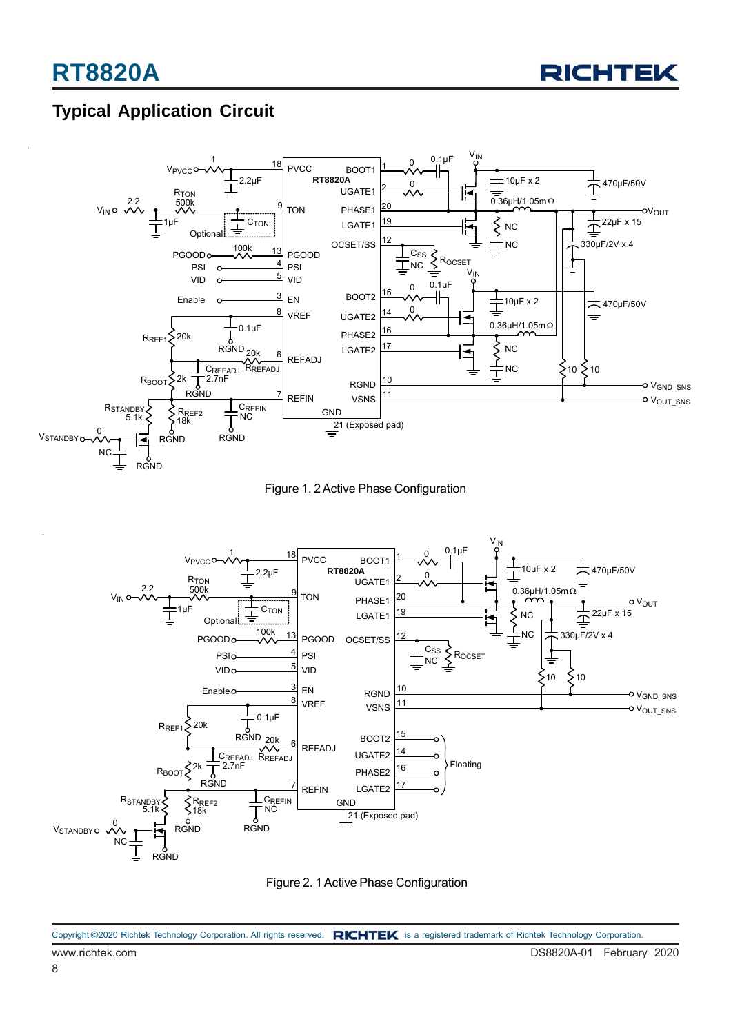## Typical Application Circuit

Figure 1. 2 Active Phase Configuration

Figure 2. 1 Active Phase Configuration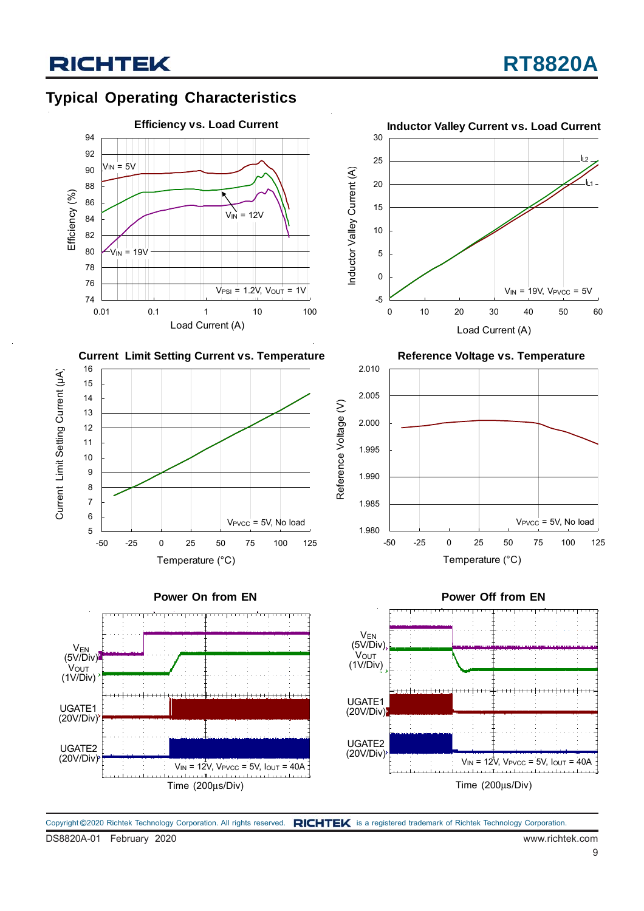## Typical Operating Characteristics

**Efficiency vs. Load Current**

Efficiency (%) vs. Load Current (A)

$V_{IN}$ = 5V, $V_{IN}$ = 12V, $V_{IN}$ = 19V

$V_{PSI}$ = 1.2V, $V_{OUT}$ = 1V

**Inductor Valley Current vs. Load Current**

Inductor Valley Current (A) vs. Load Current (A)

$I_{L2}$, $I_{L1}$

$V_{IN}$ = 19V, $V_{PVCC}$ = 5V

**Current Limit Setting Current vs. Temperature**

Current Limit Setting Current (μA) vs. Temperature (°C)

$V_{PVCC}$ = 5V, No load

**Reference Voltage vs. Temperature**

Reference Voltage (V) vs. Temperature (°C)

$V_{PVCC}$ = 5V, No load

**Power On from EN**

$V_{EN}$ (5V/Div), $V_{OUT}$ (1V/Div), UGATE1 (20V/Div), UGATE2 (20V/Div)

$V_{IN}$ = 12V, $V_{PVCC}$ = 5V, $I_{OUT}$ = 40A

Time (200μs/Div)

**Power Off from EN**

$V_{EN}$ (5V/Div), $V_{OUT}$ (1V/Div), UGATE1 (20V/Div), UGATE2 (20V/Div)

$V_{IN}$ = 12V, $V_{PVCC}$ = 5V, $I_{OUT}$ = 40A

Time (200μs/Div)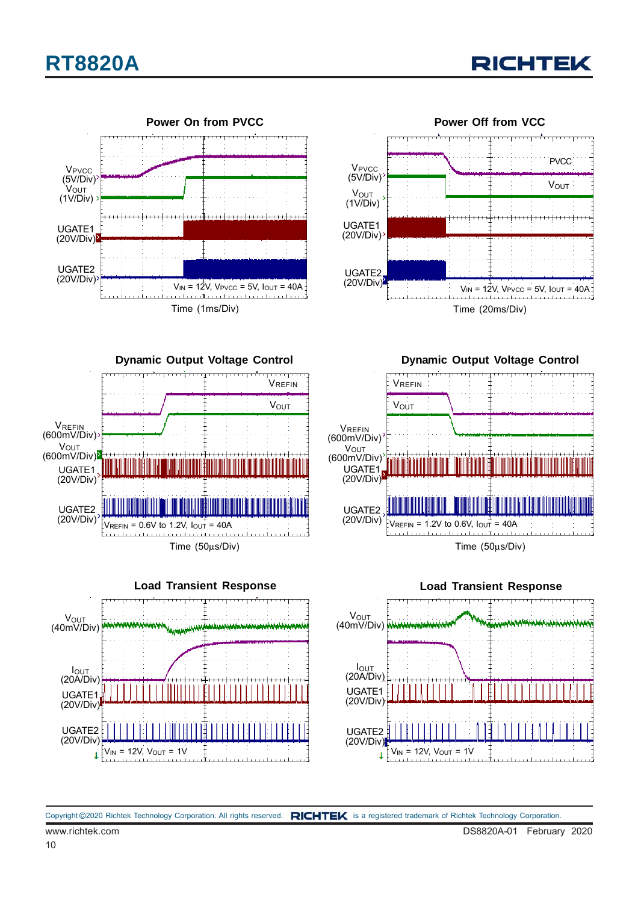**Power On from PVCC**

$V_{PVCC}$ (5V/Div)
$V_{OUT}$ (1V/Div)
UGATE1 (20V/Div)
UGATE2 (20V/Div)

$V_{IN}$ = 12V, $V_{PVCC}$ = 5V, $I_{OUT}$ = 40A

Time (1ms/Div)

**Power Off from VCC**

$V_{PVCC}$ (5V/Div)
$V_{OUT}$ (1V/Div)
UGATE1 (20V/Div)
UGATE2 (20V/Div)

PVCC
$V_{OUT}$

$V_{IN}$ = 12V, $V_{PVCC}$ = 5V, $I_{OUT}$ = 40A

Time (20ms/Div)

**Dynamic Output Voltage Control**

$V_{REFIN}$ (600mV/Div)
$V_{OUT}$ (600mV/Div)
UGATE1 (20V/Div)
UGATE2 (20V/Div)

$V_{REFIN}$
$V_{OUT}$

$V_{REFIN}$ = 0.6V to 1.2V, $I_{OUT}$ = 40A

Time (50μs/Div)

**Dynamic Output Voltage Control**

$V_{REFIN}$ (600mV/Div)
$V_{OUT}$ (600mV/Div)
UGATE1 (20V/Div)
UGATE2 (20V/Div)

$V_{REFIN}$
$V_{OUT}$

$V_{REFIN}$ = 1.2V to 0.6V, $I_{OUT}$ = 40A

Time (50μs/Div)

**Load Transient Response**

$V_{OUT}$ (40mV/Div)
$I_{OUT}$ (20A/Div)
UGATE1 (20V/Div)
UGATE2 (20V/Div)

$V_{IN}$ = 12V, $V_{OUT}$ = 1V

**Load Transient Response**

$V_{OUT}$ (40mV/Div)
$I_{OUT}$ (20A/Div)
UGATE1 (20V/Div)
UGATE2 (20V/Div)

$V_{IN}$ = 12V, $V_{OUT}$ = 1V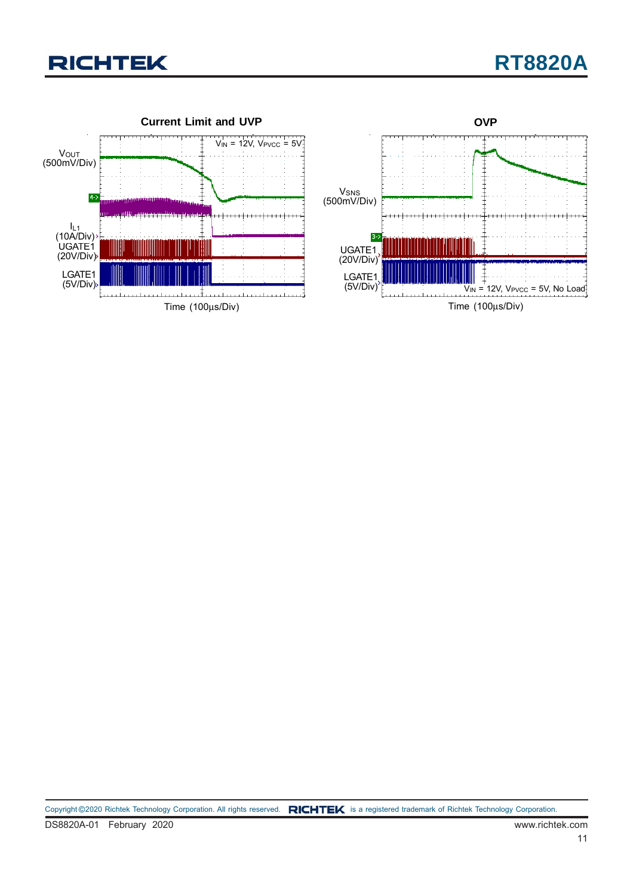**Current Limit and UVP**

$V_{OUT}$ (500mV/Div)

$I_{L1}$ (10A/Div)

UGATE1 (20V/Div)

LGATE1 (5V/Div)

$V_{IN}$ = 12V, $V_{PVCC}$ = 5V

Time (100μs/Div)

**OVP**

$V_{SNS}$ (500mV/Div)

UGATE1 (20V/Div)

LGATE1 (5V/Div)

$V_{IN}$ = 12V, $V_{PVCC}$ = 5V, No Load

Time (100μs/Div)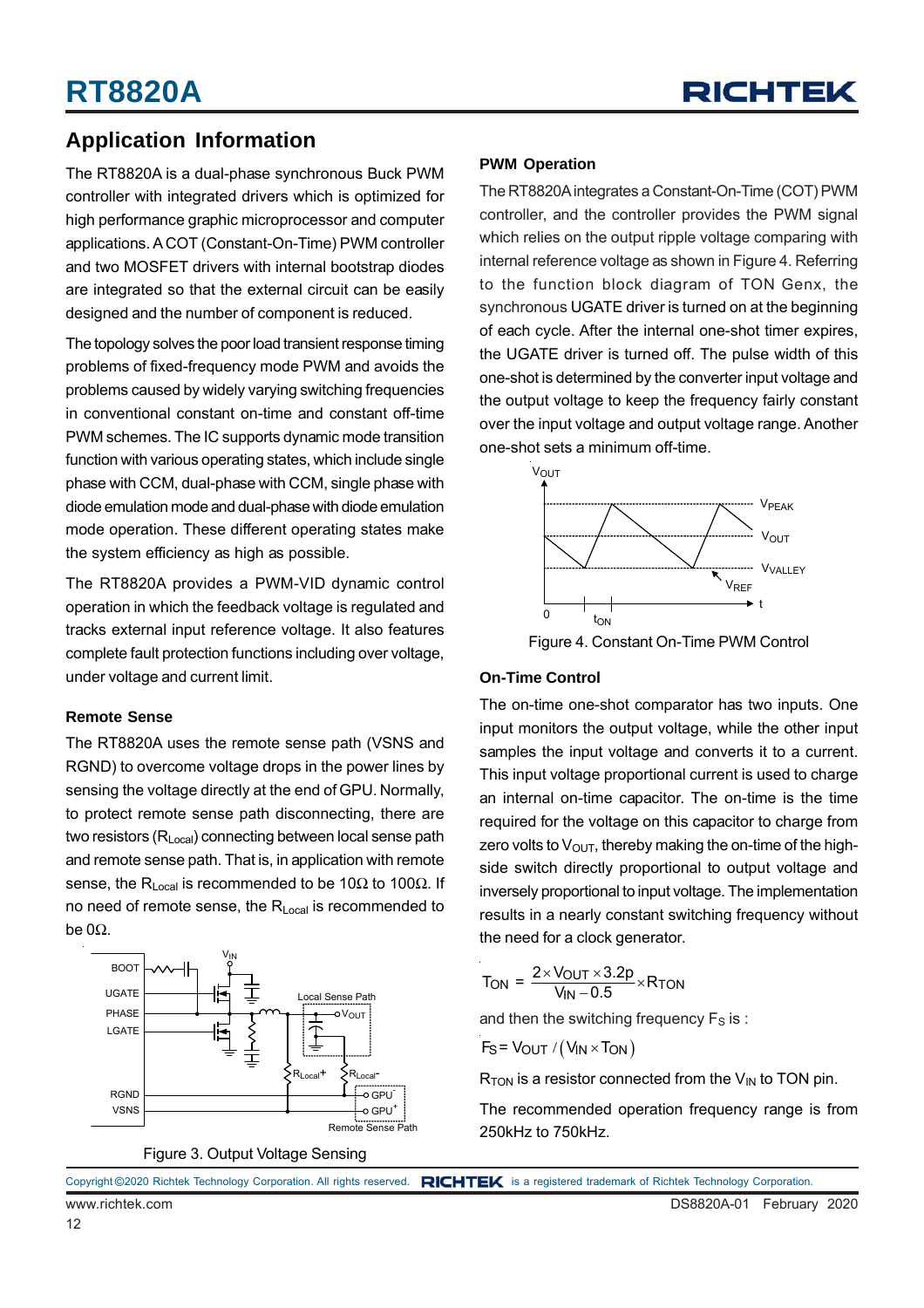## Application Information

The RT8820A is a dual-phase synchronous Buck PWM controller with integrated drivers which is optimized for high performance graphic microprocessor and computer applications. A COT (Constant-On-Time) PWM controller and two MOSFET drivers with internal bootstrap diodes are integrated so that the external circuit can be easily designed and the number of component is reduced.

The topology solves the poor load transient response timing problems of fixed-frequency mode PWM and avoids the problems caused by widely varying switching frequencies in conventional constant on-time and constant off-time PWM schemes. The IC supports dynamic mode transition function with various operating states, which include single phase with CCM, dual-phase with CCM, single phase with diode emulation mode and dual-phase with diode emulation mode operation. These different operating states make the system efficiency as high as possible.

The RT8820A provides a PWM-VID dynamic control operation in which the feedback voltage is regulated and tracks external input reference voltage. It also features complete fault protection functions including over voltage, under voltage and current limit.

### Remote Sense

The RT8820A uses the remote sense path (VSNS and RGND) to overcome voltage drops in the power lines by sensing the voltage directly at the end of GPU. Normally, to protect remote sense path disconnecting, there are two resistors ($R_{Local}$) connecting between local sense path and remote sense path. That is, in application with remote sense, the $R_{Local}$ is recommended to be 10Ω to 100Ω. If no need of remote sense, the $R_{Local}$ is recommended to be 0Ω.

Figure 3. Output Voltage Sensing

### PWM Operation

The RT8820A integrates a Constant-On-Time (COT) PWM controller, and the controller provides the PWM signal which relies on the output ripple voltage comparing with internal reference voltage as shown in Figure 4. Referring to the function block diagram of TON Genx, the synchronous UGATE driver is turned on at the beginning of each cycle. After the internal one-shot timer expires, the UGATE driver is turned off. The pulse width of this one-shot is determined by the converter input voltage and the output voltage to keep the frequency fairly constant over the input voltage and output voltage range. Another one-shot sets a minimum off-time.

Figure 4. Constant On-Time PWM Control

### On-Time Control

The on-time one-shot comparator has two inputs. One input monitors the output voltage, while the other input samples the input voltage and converts it to a current. This input voltage proportional current is used to charge an internal on-time capacitor. The on-time is the time required for the voltage on this capacitor to charge from zero volts to $V_{OUT}$, thereby making the on-time of the high-side switch directly proportional to output voltage and inversely proportional to input voltage. The implementation results in a nearly constant switching frequency without the need for a clock generator.

$$T_{ON} = \frac{2 \times V_{OUT} \times 3.2p}{V_{IN} - 0.5} \times R_{TON}$$

and then the switching frequency $F_S$ is :

$$F_S = V_{OUT} / (V_{IN} \times T_{ON})$$

$R_{TON}$ is a resistor connected from the $V_{IN}$ to TON pin.

The recommended operation frequency range is from 250kHz to 750kHz.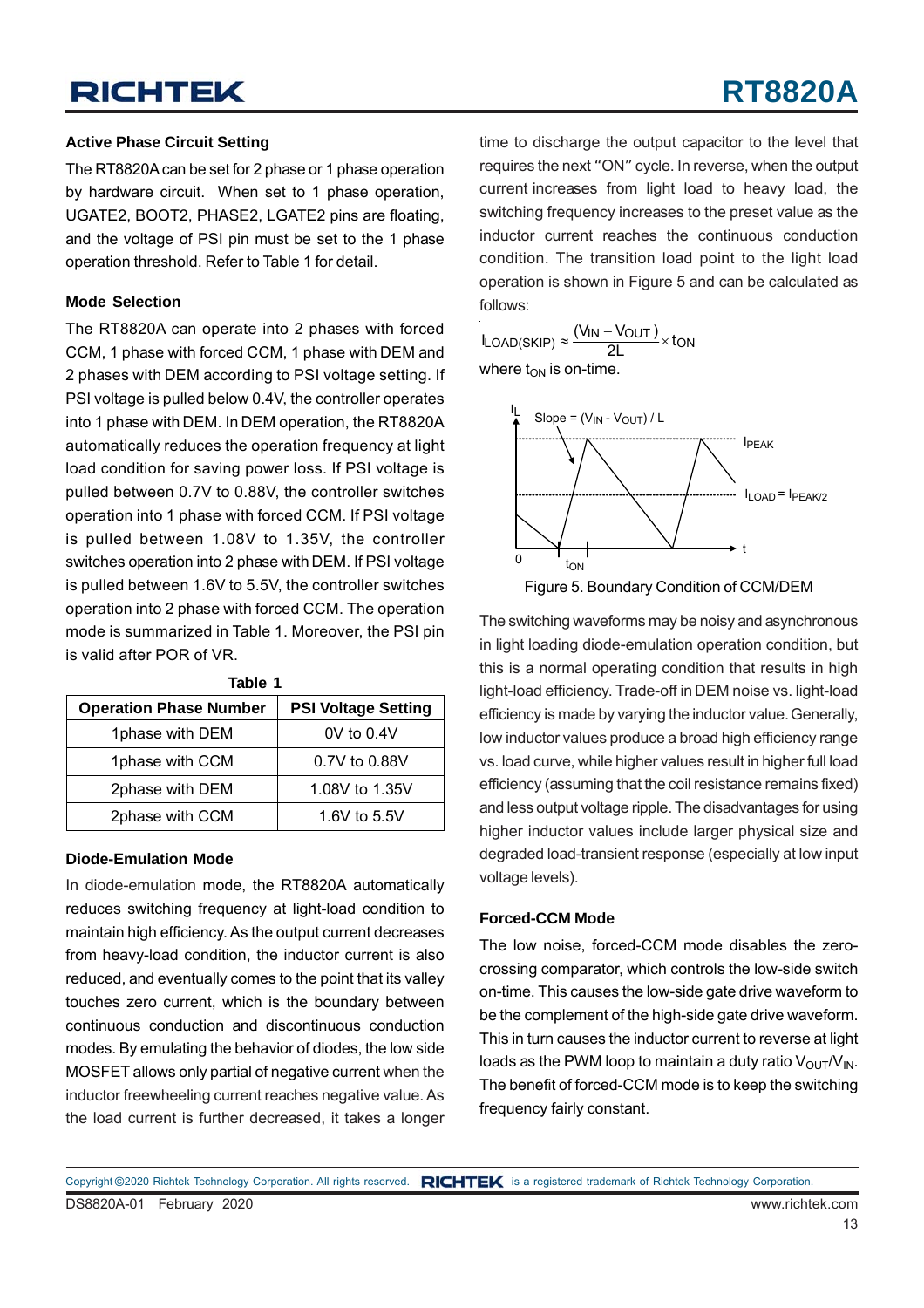### Active Phase Circuit Setting

The RT8820A can be set for 2 phase or 1 phase operation by hardware circuit. When set to 1 phase operation, UGATE2, BOOT2, PHASE2, LGATE2 pins are floating, and the voltage of PSI pin must be set to the 1 phase operation threshold. Refer to Table 1 for detail.

### Mode Selection

The RT8820A can operate into 2 phases with forced CCM, 1 phase with forced CCM, 1 phase with DEM and 2 phases with DEM according to PSI voltage setting. If PSI voltage is pulled below 0.4V, the controller operates into 1 phase with DEM. In DEM operation, the RT8820A automatically reduces the operation frequency at light load condition for saving power loss. If PSI voltage is pulled between 0.7V to 0.88V, the controller switches operation into 1 phase with forced CCM. If PSI voltage is pulled between 1.08V to 1.35V, the controller switches operation into 2 phase with DEM. If PSI voltage is pulled between 1.6V to 5.5V, the controller switches operation into 2 phase with forced CCM. The operation mode is summarized in Table 1. Moreover, the PSI pin is valid after POR of VR.

**Table 1**

| Operation Phase Number | PSI Voltage Setting |
|---|---|
| 1phase with DEM | 0V to 0.4V |
| 1phase with CCM | 0.7V to 0.88V |
| 2phase with DEM | 1.08V to 1.35V |
| 2phase with CCM | 1.6V to 5.5V |

### Diode-Emulation Mode

In diode-emulation mode, the RT8820A automatically reduces switching frequency at light-load condition to maintain high efficiency. As the output current decreases from heavy-load condition, the inductor current is also reduced, and eventually comes to the point that its valley touches zero current, which is the boundary between continuous conduction and discontinuous conduction modes. By emulating the behavior of diodes, the low side MOSFET allows only partial of negative current when the inductor freewheeling current reaches negative value. As the load current is further decreased, it takes a longer time to discharge the output capacitor to the level that requires the next "ON" cycle. In reverse, when the output current increases from light load to heavy load, the switching frequency increases to the preset value as the inductor current reaches the continuous conduction condition. The transition load point to the light load operation is shown in Figure 5 and can be calculated as follows:

$$I_{LOAD(SKIP)} \approx \frac{(V_{IN} - V_{OUT})}{2L} \times t_{ON}$$

where $t_{ON}$ is on-time.

Figure 5. Boundary Condition of CCM/DEM

The switching waveforms may be noisy and asynchronous in light loading diode-emulation operation condition, but this is a normal operating condition that results in high light-load efficiency. Trade-off in DEM noise vs. light-load efficiency is made by varying the inductor value. Generally, low inductor values produce a broad high efficiency range vs. load curve, while higher values result in higher full load efficiency (assuming that the coil resistance remains fixed) and less output voltage ripple. The disadvantages for using higher inductor values include larger physical size and degraded load-transient response (especially at low input voltage levels).

### Forced-CCM Mode

The low noise, forced-CCM mode disables the zero-crossing comparator, which controls the low-side switch on-time. This causes the low-side gate drive waveform to be the complement of the high-side gate drive waveform. This in turn causes the inductor current to reverse at light loads as the PWM loop to maintain a duty ratio $V_{OUT}/V_{IN}$. The benefit of forced-CCM mode is to keep the switching frequency fairly constant.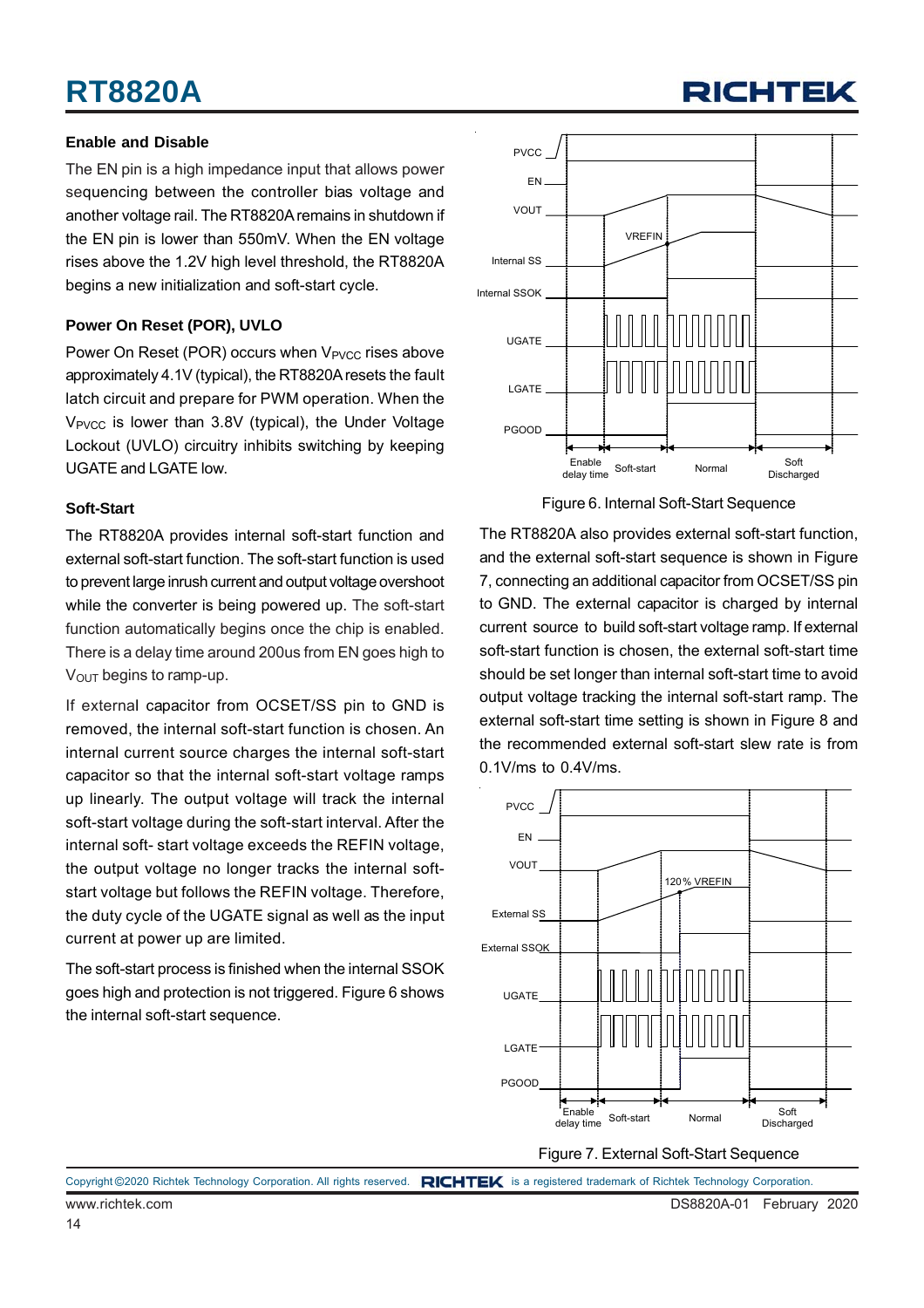### Enable and Disable

The EN pin is a high impedance input that allows power sequencing between the controller bias voltage and another voltage rail. The RT8820A remains in shutdown if the EN pin is lower than 550mV. When the EN voltage rises above the 1.2V high level threshold, the RT8820A begins a new initialization and soft-start cycle.

### Power On Reset (POR), UVLO

Power On Reset (POR) occurs when $V_{PVCC}$ rises above approximately 4.1V (typical), the RT8820A resets the fault latch circuit and prepare for PWM operation. When the $V_{PVCC}$ is lower than 3.8V (typical), the Under Voltage Lockout (UVLO) circuitry inhibits switching by keeping UGATE and LGATE low.

### Soft-Start

The RT8820A provides internal soft-start function and external soft-start function. The soft-start function is used to prevent large inrush current and output voltage overshoot while the converter is being powered up. The soft-start function automatically begins once the chip is enabled. There is a delay time around 200us from EN goes high to $V_{OUT}$ begins to ramp-up.

If external capacitor from OCSET/SS pin to GND is removed, the internal soft-start function is chosen. An internal current source charges the internal soft-start capacitor so that the internal soft-start voltage ramps up linearly. The output voltage will track the internal soft-start voltage during the soft-start interval. After the internal soft- start voltage exceeds the REFIN voltage, the output voltage no longer tracks the internal soft-start voltage but follows the REFIN voltage. Therefore, the duty cycle of the UGATE signal as well as the input current at power up are limited.

The soft-start process is finished when the internal SSOK goes high and protection is not triggered. Figure 6 shows the internal soft-start sequence.

Figure 6. Internal Soft-Start Sequence

The RT8820A also provides external soft-start function, and the external soft-start sequence is shown in Figure 7, connecting an additional capacitor from OCSET/SS pin to GND. The external capacitor is charged by internal current source to build soft-start voltage ramp. If external soft-start function is chosen, the external soft-start time should be set longer than internal soft-start time to avoid output voltage tracking the internal soft-start ramp. The external soft-start time setting is shown in Figure 8 and the recommended external soft-start slew rate is from 0.1V/ms to 0.4V/ms.

Figure 7. External Soft-Start Sequence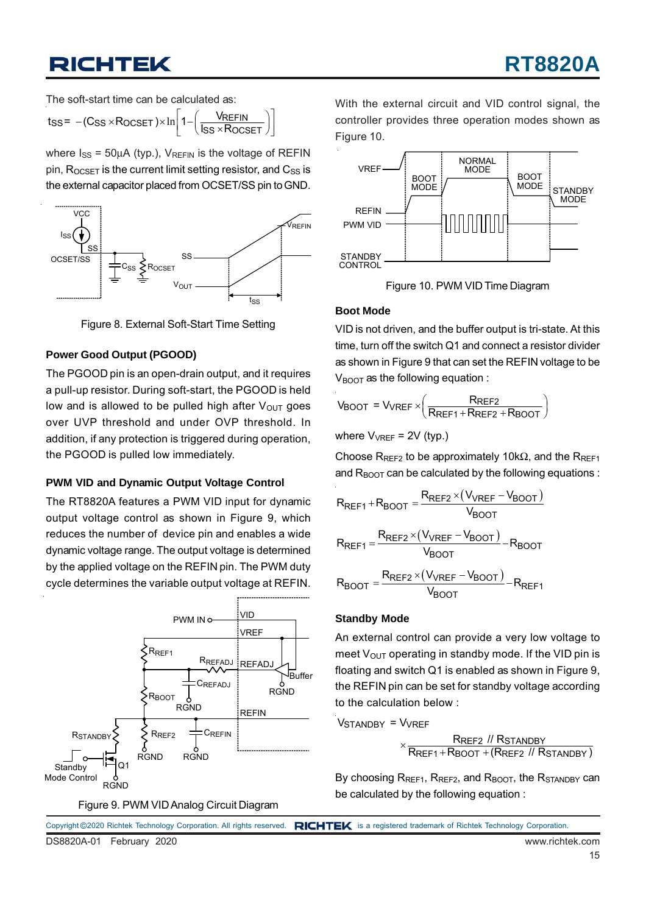The soft-start time can be calculated as:

$$t_{SS} = -(C_{SS} \times R_{OCSET}) \times \ln\left[1 - \left(\frac{V_{REFIN}}{I_{SS} \times R_{OCSET}}\right)\right]$$

where $I_{SS}$ = 50μA (typ.), $V_{REFIN}$ is the voltage of REFIN pin, $R_{OCSET}$ is the current limit setting resistor, and $C_{SS}$ is the external capacitor placed from OCSET/SS pin to GND.

Figure 8. External Soft-Start Time Setting

### Power Good Output (PGOOD)

The PGOOD pin is an open-drain output, and it requires a pull-up resistor. During soft-start, the PGOOD is held low and is allowed to be pulled high after $V_{OUT}$ goes over UVP threshold and under OVP threshold. In addition, if any protection is triggered during operation, the PGOOD is pulled low immediately.

### PWM VID and Dynamic Output Voltage Control

The RT8820A features a PWM VID input for dynamic output voltage control as shown in Figure 9, which reduces the number of device pin and enables a wide dynamic voltage range. The output voltage is determined by the applied voltage on the REFIN pin. The PWM duty cycle determines the variable output voltage at REFIN.

Figure 9. PWM VID Analog Circuit Diagram

With the external circuit and VID control signal, the controller provides three operation modes shown as Figure 10.

Figure 10. PWM VID Time Diagram

### Boot Mode

VID is not driven, and the buffer output is tri-state. At this time, turn off the switch Q1 and connect a resistor divider as shown in Figure 9 that can set the REFIN voltage to be $V_{BOOT}$ as the following equation :

$$V_{BOOT} = V_{VREF} \times \left(\frac{R_{REF2}}{R_{REF1} + R_{REF2} + R_{BOOT}}\right)$$

where $V_{VREF}$ = 2V (typ.)

Choose $R_{REF2}$ to be approximately 10kΩ, and the $R_{REF1}$ and $R_{BOOT}$ can be calculated by the following equations :

$$R_{REF1} + R_{BOOT} = \frac{R_{REF2} \times (V_{VREF} - V_{BOOT})}{V_{BOOT}}$$

$$R_{REF1} = \frac{R_{REF2} \times (V_{VREF} - V_{BOOT})}{V_{BOOT}} - R_{BOOT}$$

$$R_{BOOT} = \frac{R_{REF2} \times (V_{VREF} - V_{BOOT})}{V_{BOOT}} - R_{REF1}$$

### Standby Mode

An external control can provide a very low voltage to meet $V_{OUT}$ operating in standby mode. If the VID pin is floating and switch Q1 is enabled as shown in Figure 9, the REFIN pin can be set for standby voltage according to the calculation below :

$$V_{STANDBY} = V_{VREF} \times \frac{R_{REF2} \,//\, R_{STANDBY}}{R_{REF1} + R_{BOOT} + (R_{REF2} \,//\, R_{STANDBY})}$$

By choosing $R_{REF1}$, $R_{REF2}$, and $R_{BOOT}$, the $R_{STANDBY}$ can be calculated by the following equation :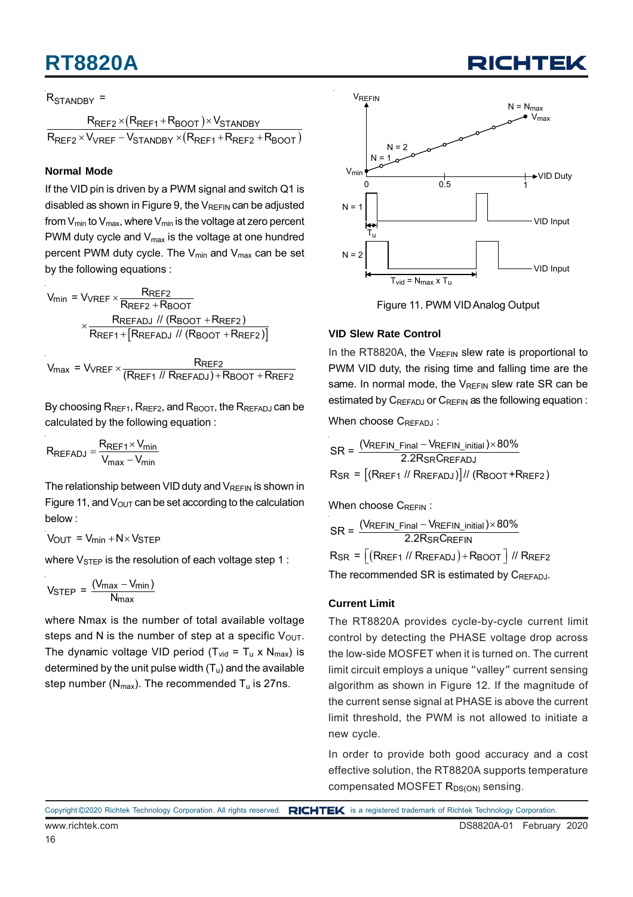$$R_{STANDBY} = \frac{R_{REF2} \times (R_{REF1} + R_{BOOT}) \times V_{STANDBY}}{R_{REF2} \times V_{VREF} - V_{STANDBY} \times (R_{REF1} + R_{REF2} + R_{BOOT})}$$

### Normal Mode

If the VID pin is driven by a PWM signal and switch Q1 is disabled as shown in Figure 9, the $V_{REFIN}$ can be adjusted from $V_{min}$ to $V_{max}$, where $V_{min}$ is the voltage at zero percent PWM duty cycle and $V_{max}$ is the voltage at one hundred percent PWM duty cycle. The $V_{min}$ and $V_{max}$ can be set by the following equations :

$$V_{min} = V_{VREF} \times \frac{R_{REF2}}{R_{REF2} + R_{BOOT}} \times \frac{R_{REFADJ} \,//\, (R_{BOOT} + R_{REF2})}{R_{REF1} + [R_{REFADJ} \,//\, (R_{BOOT} + R_{REF2})]}$$

$$V_{max} = V_{VREF} \times \frac{R_{REF2}}{(R_{REF1} \,//\, R_{REFADJ}) + R_{BOOT} + R_{REF2}}$$

By choosing $R_{REF1}$, $R_{REF2}$, and $R_{BOOT}$, the $R_{REFADJ}$ can be calculated by the following equation :

$$R_{REFADJ} = \frac{R_{REF1} \times V_{min}}{V_{max} - V_{min}}$$

The relationship between VID duty and $V_{REFIN}$ is shown in Figure 11, and $V_{OUT}$ can be set according to the calculation below :

$$V_{OUT} = V_{min} + N \times V_{STEP}$$

where $V_{STEP}$ is the resolution of each voltage step 1 :

$$V_{STEP} = \frac{(V_{max} - V_{min})}{N_{max}}$$

where Nmax is the number of total available voltage steps and N is the number of step at a specific $V_{OUT}$. The dynamic voltage VID period ($T_{vid}$ = $T_u$ x $N_{max}$) is determined by the unit pulse width ($T_u$) and the available step number ($N_{max}$). The recommended $T_u$ is 27ns.

Figure 11. PWM VID Analog Output

### VID Slew Rate Control

In the RT8820A, the $V_{REFIN}$ slew rate is proportional to PWM VID duty, the rising time and falling time are the same. In normal mode, the $V_{REFIN}$ slew rate SR can be estimated by $C_{REFADJ}$ or $C_{REFIN}$ as the following equation :

When choose $C_{REFADJ}$ :

$$SR = \frac{(V_{REFIN\_Final} - V_{REFIN\_initial}) \times 80\%}{2.2 R_{SR} C_{REFADJ}}$$

$$R_{SR} = [(R_{REF1} \,//\, R_{REFADJ})] \,//\, (R_{BOOT} + R_{REF2})$$

When choose $C_{REFIN}$ :

$$SR = \frac{(V_{REFIN\_Final} - V_{REFIN\_initial}) \times 80\%}{2.2 R_{SR} C_{REFIN}}$$

$$R_{SR} = [(R_{REF1} \,//\, R_{REFADJ}) + R_{BOOT}] \,//\, R_{REF2}$$

The recommended SR is estimated by $C_{REFADJ}$.

### Current Limit

The RT8820A provides cycle-by-cycle current limit control by detecting the PHASE voltage drop across the low-side MOSFET when it is turned on. The current limit circuit employs a unique "valley" current sensing algorithm as shown in Figure 12. If the magnitude of the current sense signal at PHASE is above the current limit threshold, the PWM is not allowed to initiate a new cycle.

In order to provide both good accuracy and a cost effective solution, the RT8820A supports temperature compensated MOSFET $R_{DS(ON)}$ sensing.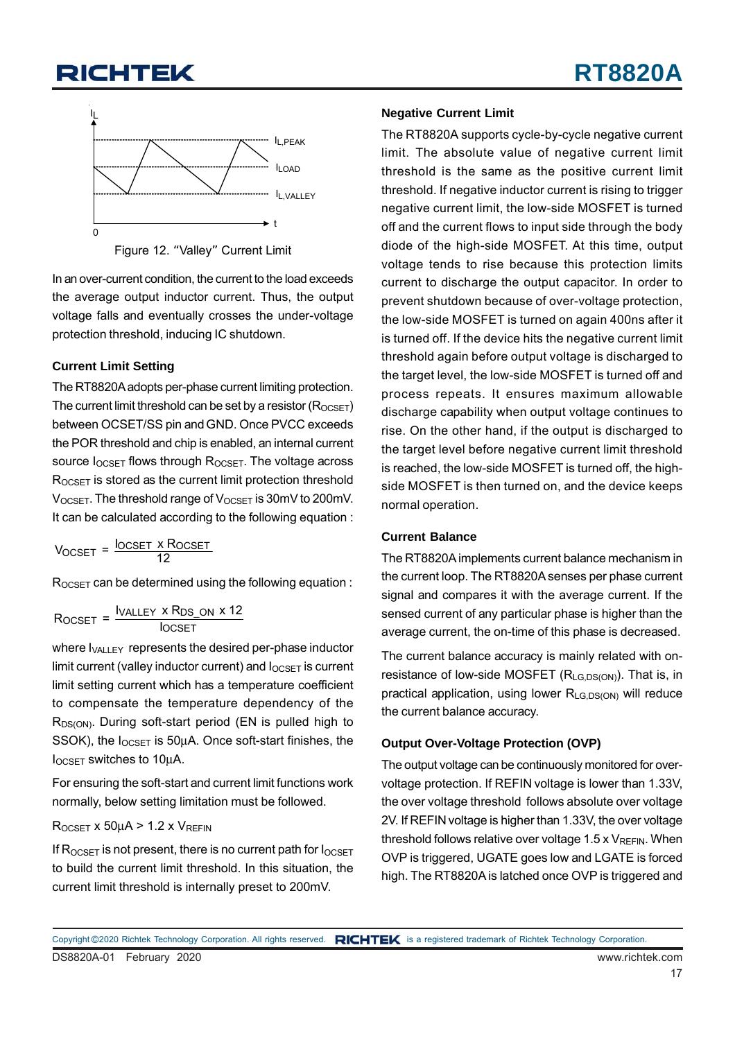Figure 12. "Valley" Current Limit

In an over-current condition, the current to the load exceeds the average output inductor current. Thus, the output voltage falls and eventually crosses the under-voltage protection threshold, inducing IC shutdown.

### Current Limit Setting

The RT8820A adopts per-phase current limiting protection. The current limit threshold can be set by a resistor ($R_{OCSET}$) between OCSET/SS pin and GND. Once PVCC exceeds the POR threshold and chip is enabled, an internal current source $I_{OCSET}$ flows through $R_{OCSET}$. The voltage across $R_{OCSET}$ is stored as the current limit protection threshold $V_{OCSET}$. The threshold range of $V_{OCSET}$ is 30mV to 200mV. It can be calculated according to the following equation :

$$V_{OCSET} = \frac{I_{OCSET} \times R_{OCSET}}{12}$$

$R_{OCSET}$ can be determined using the following equation :

$$R_{OCSET} = \frac{I_{VALLEY} \times R_{DS\_ON} \times 12}{I_{OCSET}}$$

where $I_{VALLEY}$ represents the desired per-phase inductor limit current (valley inductor current) and $I_{OCSET}$ is current limit setting current which has a temperature coefficient to compensate the temperature dependency of the $R_{DS(ON)}$. During soft-start period (EN is pulled high to SSOK), the $I_{OCSET}$ is 50μA. Once soft-start finishes, the $I_{OCSET}$ switches to 10μA.

For ensuring the soft-start and current limit functions work normally, below setting limitation must be followed.

$R_{OCSET} \times 50\mu A > 1.2 \times V_{REFIN}$

If $R_{OCSET}$ is not present, there is no current path for $I_{OCSET}$ to build the current limit threshold. In this situation, the current limit threshold is internally preset to 200mV.

### Negative Current Limit

The RT8820A supports cycle-by-cycle negative current limit. The absolute value of negative current limit threshold is the same as the positive current limit threshold. If negative inductor current is rising to trigger negative current limit, the low-side MOSFET is turned off and the current flows to input side through the body diode of the high-side MOSFET. At this time, output voltage tends to rise because this protection limits current to discharge the output capacitor. In order to prevent shutdown because of over-voltage protection, the low-side MOSFET is turned on again 400ns after it is turned off. If the device hits the negative current limit threshold again before output voltage is discharged to the target level, the low-side MOSFET is turned off and process repeats. It ensures maximum allowable discharge capability when output voltage continues to rise. On the other hand, if the output is discharged to the target level before negative current limit threshold is reached, the low-side MOSFET is turned off, the high-side MOSFET is then turned on, and the device keeps normal operation.

### Current Balance

The RT8820A implements current balance mechanism in the current loop. The RT8820A senses per phase current signal and compares it with the average current. If the sensed current of any particular phase is higher than the average current, the on-time of this phase is decreased.

The current balance accuracy is mainly related with on-resistance of low-side MOSFET ($R_{LG,DS(ON)}$). That is, in practical application, using lower $R_{LG,DS(ON)}$ will reduce the current balance accuracy.

### Output Over-Voltage Protection (OVP)

The output voltage can be continuously monitored for over-voltage protection. If REFIN voltage is lower than 1.33V, the over voltage threshold follows absolute over voltage 2V. If REFIN voltage is higher than 1.33V, the over voltage threshold follows relative over voltage $1.5 \times V_{REFIN}$. When OVP is triggered, UGATE goes low and LGATE is forced high. The RT8820A is latched once OVP is triggered and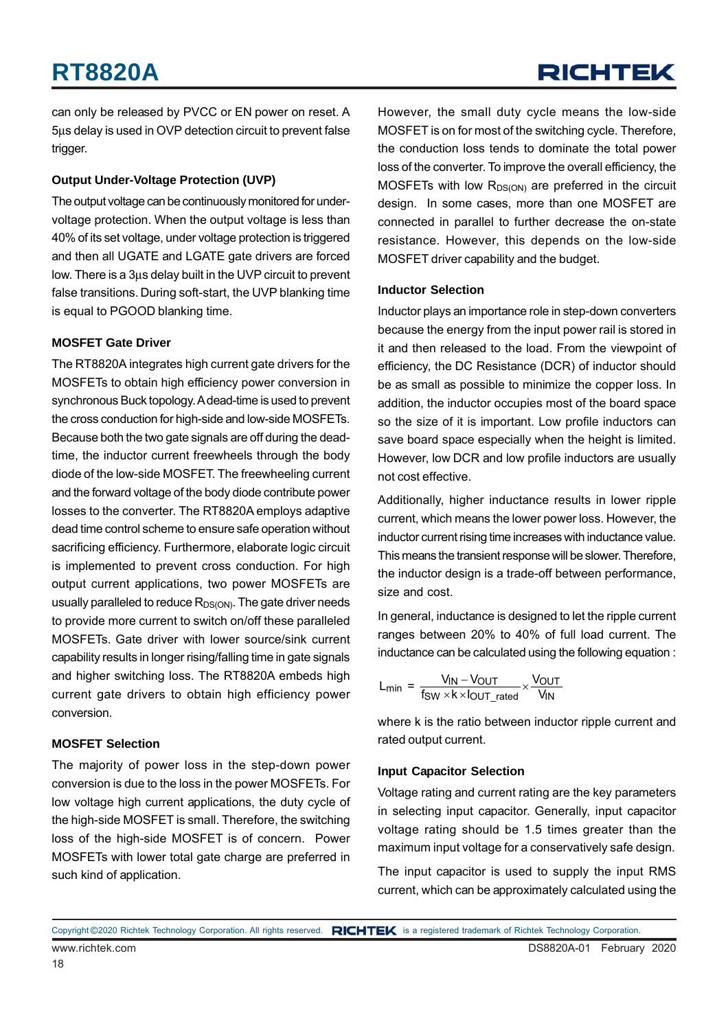can only be released by PVCC or EN power on reset. A 5μs delay is used in OVP detection circuit to prevent false trigger.

### Output Under-Voltage Protection (UVP)

The output voltage can be continuously monitored for under-voltage protection. When the output voltage is less than 40% of its set voltage, under voltage protection is triggered and then all UGATE and LGATE gate drivers are forced low. There is a 3μs delay built in the UVP circuit to prevent false transitions. During soft-start, the UVP blanking time is equal to PGOOD blanking time.

### MOSFET Gate Driver

The RT8820A integrates high current gate drivers for the MOSFETs to obtain high efficiency power conversion in synchronous Buck topology. A dead-time is used to prevent the cross conduction for high-side and low-side MOSFETs. Because both the two gate signals are off during the dead-time, the inductor current freewheels through the body diode of the low-side MOSFET. The freewheeling current and the forward voltage of the body diode contribute power losses to the converter. The RT8820A employs adaptive dead time control scheme to ensure safe operation without sacrificing efficiency. Furthermore, elaborate logic circuit is implemented to prevent cross conduction. For high output current applications, two power MOSFETs are usually paralleled to reduce $R_{DS(ON)}$. The gate driver needs to provide more current to switch on/off these paralleled MOSFETs. Gate driver with lower source/sink current capability results in longer rising/falling time in gate signals and higher switching loss. The RT8820A embeds high current gate drivers to obtain high efficiency power conversion.

### MOSFET Selection

The majority of power loss in the step-down power conversion is due to the loss in the power MOSFETs. For low voltage high current applications, the duty cycle of the high-side MOSFET is small. Therefore, the switching loss of the high-side MOSFET is of concern. Power MOSFETs with lower total gate charge are preferred in such kind of application.

However, the small duty cycle means the low-side MOSFET is on for most of the switching cycle. Therefore, the conduction loss tends to dominate the total power loss of the converter. To improve the overall efficiency, the MOSFETs with low $R_{DS(ON)}$ are preferred in the circuit design. In some cases, more than one MOSFET are connected in parallel to further decrease the on-state resistance. However, this depends on the low-side MOSFET driver capability and the budget.

### Inductor Selection

Inductor plays an importance role in step-down converters because the energy from the input power rail is stored in it and then released to the load. From the viewpoint of efficiency, the DC Resistance (DCR) of inductor should be as small as possible to minimize the copper loss. In addition, the inductor occupies most of the board space so the size of it is important. Low profile inductors can save board space especially when the height is limited. However, low DCR and low profile inductors are usually not cost effective.

Additionally, higher inductance results in lower ripple current, which means the lower power loss. However, the inductor current rising time increases with inductance value. This means the transient response will be slower. Therefore, the inductor design is a trade-off between performance, size and cost.

In general, inductance is designed to let the ripple current ranges between 20% to 40% of full load current. The inductance can be calculated using the following equation :

$$L_{min} = \frac{V_{IN} - V_{OUT}}{f_{SW} \times k \times I_{OUT\_rated}} \times \frac{V_{OUT}}{V_{IN}}$$

where k is the ratio between inductor ripple current and rated output current.

### Input Capacitor Selection

Voltage rating and current rating are the key parameters in selecting input capacitor. Generally, input capacitor voltage rating should be 1.5 times greater than the maximum input voltage for a conservatively safe design.

The input capacitor is used to supply the input RMS current, which can be approximately calculated using the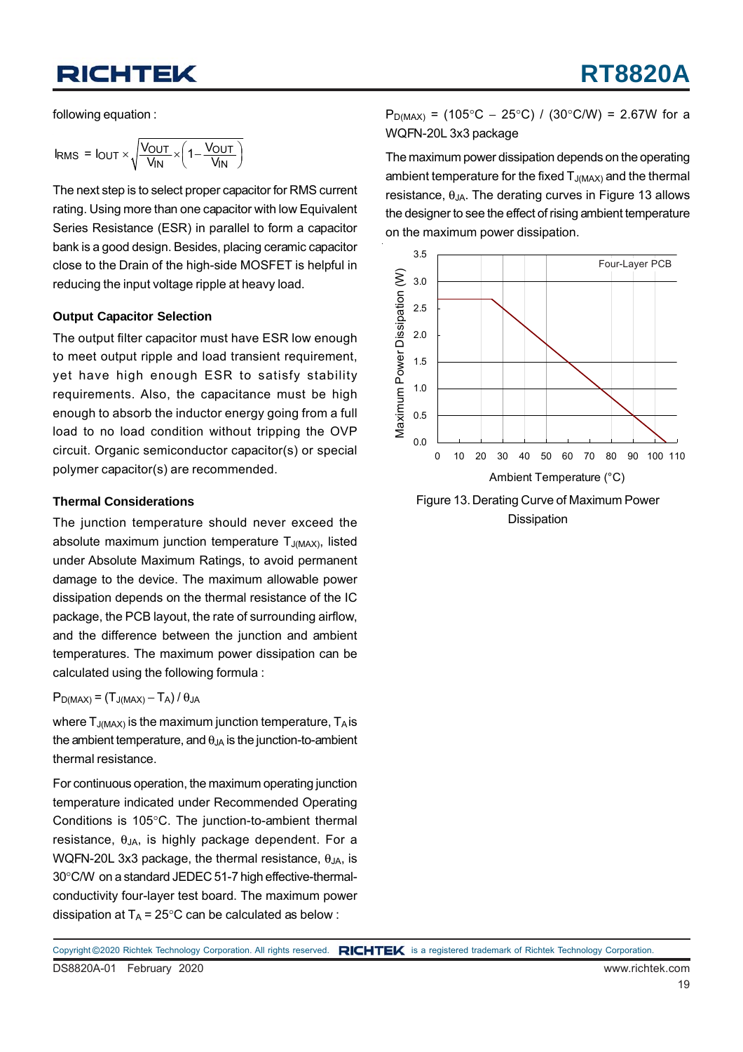following equation :

$$I_{RMS} = I_{OUT} \times \sqrt{\frac{V_{OUT}}{V_{IN}} \times \left(1 - \frac{V_{OUT}}{V_{IN}}\right)}$$

The next step is to select proper capacitor for RMS current rating. Using more than one capacitor with low Equivalent Series Resistance (ESR) in parallel to form a capacitor bank is a good design. Besides, placing ceramic capacitor close to the Drain of the high-side MOSFET is helpful in reducing the input voltage ripple at heavy load.

### Output Capacitor Selection

The output filter capacitor must have ESR low enough to meet output ripple and load transient requirement, yet have high enough ESR to satisfy stability requirements. Also, the capacitance must be high enough to absorb the inductor energy going from a full load to no load condition without tripping the OVP circuit. Organic semiconductor capacitor(s) or special polymer capacitor(s) are recommended.

### Thermal Considerations

The junction temperature should never exceed the absolute maximum junction temperature $T_{J(MAX)}$, listed under Absolute Maximum Ratings, to avoid permanent damage to the device. The maximum allowable power dissipation depends on the thermal resistance of the IC package, the PCB layout, the rate of surrounding airflow, and the difference between the junction and ambient temperatures. The maximum power dissipation can be calculated using the following formula :

$$P_{D(MAX)} = (T_{J(MAX)} - T_A) / \theta_{JA}$$

where $T_{J(MAX)}$ is the maximum junction temperature, $T_A$ is the ambient temperature, and $\theta_{JA}$ is the junction-to-ambient thermal resistance.

For continuous operation, the maximum operating junction temperature indicated under Recommended Operating Conditions is 105°C. The junction-to-ambient thermal resistance, $\theta_{JA}$, is highly package dependent. For a WQFN-20L 3x3 package, the thermal resistance, $\theta_{JA}$, is 30°C/W on a standard JEDEC 51-7 high effective-thermal-conductivity four-layer test board. The maximum power dissipation at $T_A$ = 25°C can be calculated as below :

$P_{D(MAX)}$ = (105°C − 25°C) / (30°C/W) = 2.67W for a WQFN-20L 3x3 package

The maximum power dissipation depends on the operating ambient temperature for the fixed $T_{J(MAX)}$ and the thermal resistance, $\theta_{JA}$. The derating curves in Figure 13 allows the designer to see the effect of rising ambient temperature on the maximum power dissipation.

Figure 13. Derating Curve of Maximum Power Dissipation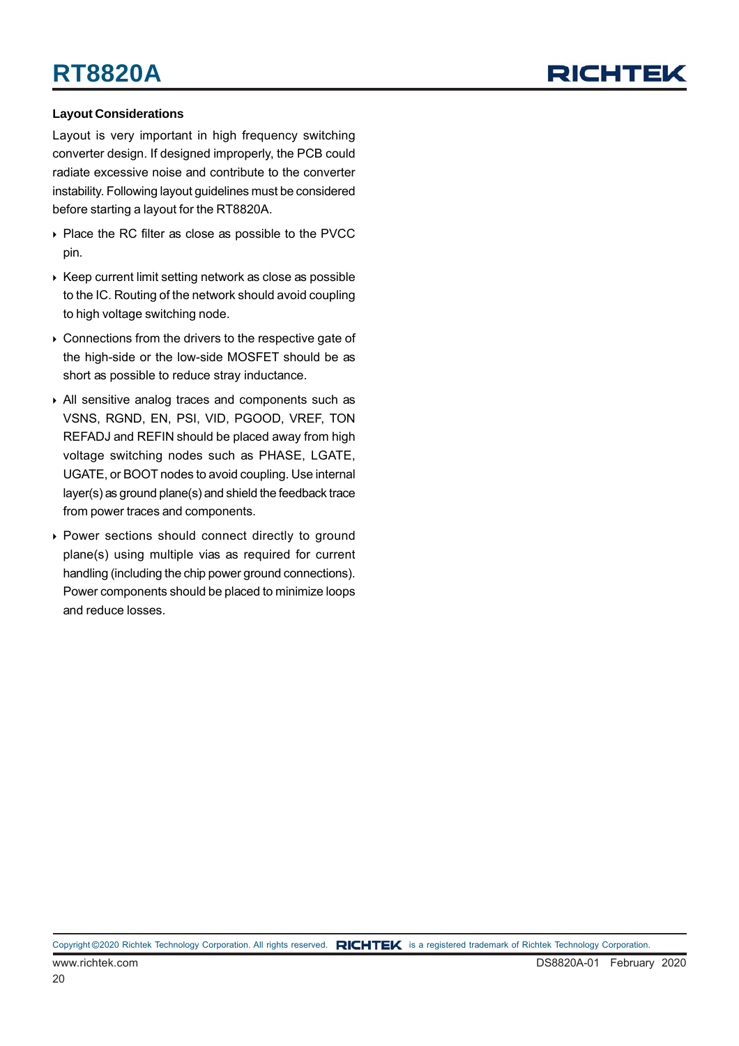### Layout Considerations

Layout is very important in high frequency switching converter design. If designed improperly, the PCB could radiate excessive noise and contribute to the converter instability. Following layout guidelines must be considered before starting a layout for the RT8820A.

- Place the RC filter as close as possible to the PVCC pin.
- Keep current limit setting network as close as possible to the IC. Routing of the network should avoid coupling to high voltage switching node.
- Connections from the drivers to the respective gate of the high-side or the low-side MOSFET should be as short as possible to reduce stray inductance.
- All sensitive analog traces and components such as VSNS, RGND, EN, PSI, VID, PGOOD, VREF, TON REFADJ and REFIN should be placed away from high voltage switching nodes such as PHASE, LGATE, UGATE, or BOOT nodes to avoid coupling. Use internal layer(s) as ground plane(s) and shield the feedback trace from power traces and components.
- Power sections should connect directly to ground plane(s) using multiple vias as required for current handling (including the chip power ground connections). Power components should be placed to minimize loops and reduce losses.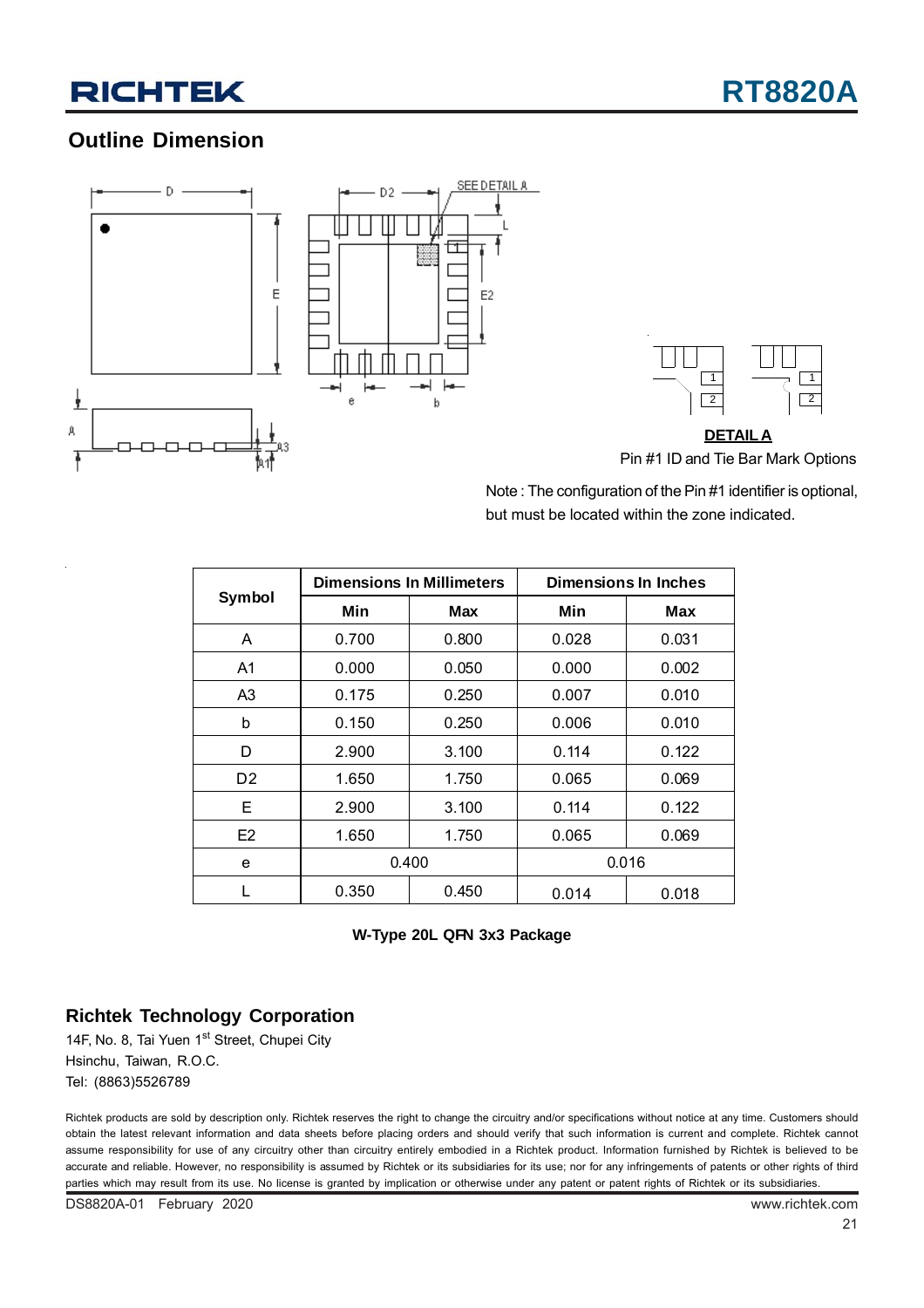## Outline Dimension

DETAIL A

Pin #1 ID and Tie Bar Mark Options

Note : The configuration of the Pin #1 identifier is optional, but must be located within the zone indicated.

| Symbol | Dimensions In Millimeters | | Dimensions In Inches | |
|---|---|---|---|---|
| | Min | Max | Min | Max |
| A | 0.700 | 0.800 | 0.028 | 0.031 |
| A1 | 0.000 | 0.050 | 0.000 | 0.002 |
| A3 | 0.175 | 0.250 | 0.007 | 0.010 |
| b | 0.150 | 0.250 | 0.006 | 0.010 |
| D | 2.900 | 3.100 | 0.114 | 0.122 |
| D2 | 1.650 | 1.750 | 0.065 | 0.069 |
| E | 2.900 | 3.100 | 0.114 | 0.122 |
| E2 | 1.650 | 1.750 | 0.065 | 0.069 |
| e | 0.400 | | 0.016 | |
| L | 0.350 | 0.450 | 0.014 | 0.018 |

**W-Type 20L QFN 3x3 Package**

### Richtek Technology Corporation

14F, No. 8, Tai Yuen 1st Street, Chupei City
Hsinchu, Taiwan, R.O.C.
Tel: (8863)5526789

Richtek products are sold by description only. Richtek reserves the right to change the circuitry and/or specifications without notice at any time. Customers should obtain the latest relevant information and data sheets before placing orders and should verify that such information is current and complete. Richtek cannot assume responsibility for use of any circuitry other than circuitry entirely embodied in a Richtek product. Information furnished by Richtek is believed to be accurate and reliable. However, no responsibility is assumed by Richtek or its subsidiaries for its use; nor for any infringements of patents or other rights of third parties which may result from its use. No license is granted by implication or otherwise under any patent or patent rights of Richtek or its subsidiaries.